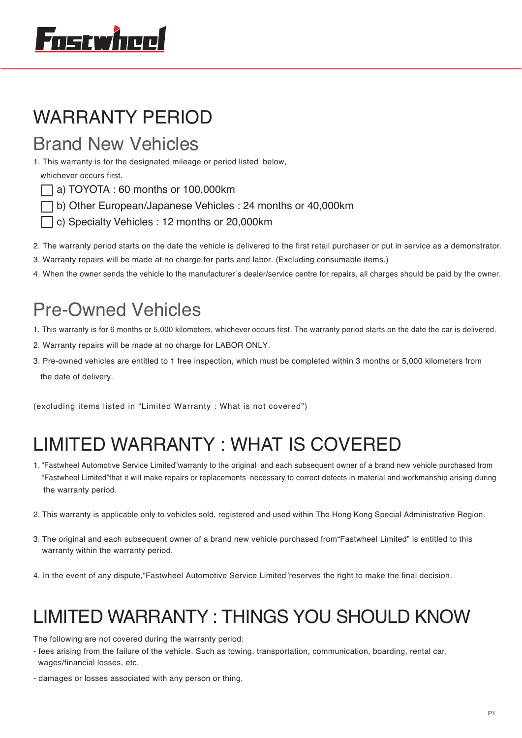Fastwheel

# WARRANTY PERIOD

## Brand New Vehicles

1. This warranty is for the designated mileage or period listed below, whichever occurs first.
   - [ ] a) TOYOTA : 60 months or 100,000km
   - [ ] b) Other European/Japanese Vehicles : 24 months or 40,000km
   - [ ] c) Specialty Vehicles : 12 months or 20,000km
2. The warranty period starts on the date the vehicle is delivered to the first retail purchaser or put in service as a demonstrator.
3. Warranty repairs will be made at no charge for parts and labor. (Excluding consumable items.)
4. When the owner sends the vehicle to the manufacturer´s dealer/service centre for repairs, all charges should be paid by the owner.

## Pre-Owned Vehicles

1. This warranty is for 6 months or 5,000 kilometers, whichever occurs first. The warranty period starts on the date the car is delivered.
2. Warranty repairs will be made at no charge for LABOR ONLY.
3. Pre-owned vehicles are entitled to 1 free inspection, which must be completed within 3 months or 5,000 kilometers from the date of delivery.

(excluding items listed in "Limited Warranty : What is not covered")

# LIMITED WARRANTY : WHAT IS COVERED

1. "Fastwheel Automotive Service Limited"warranty to the original and each subsequent owner of a brand new vehicle purchased from "Fastwheel Limited"that it will make repairs or replacements necessary to correct defects in material and workmanship arising during the warranty period.
2. This warranty is applicable only to vehicles sold, registered and used within The Hong Kong Special Administrative Region.
3. The original and each subsequent owner of a brand new vehicle purchased from"Fastwheel Limited" is entitled to this warranty within the warranty period.
4. In the event of any dispute,"Fastwheel Automotive Service Limited"reserves the right to make the final decision.

# LIMITED WARRANTY : THINGS YOU SHOULD KNOW

The following are not covered during the warranty period:

- fees arising from the failure of the vehicle. Such as towing, transportation, communication, boarding, rental car, wages/financial losses, etc.
- damages or losses associated with any person or thing.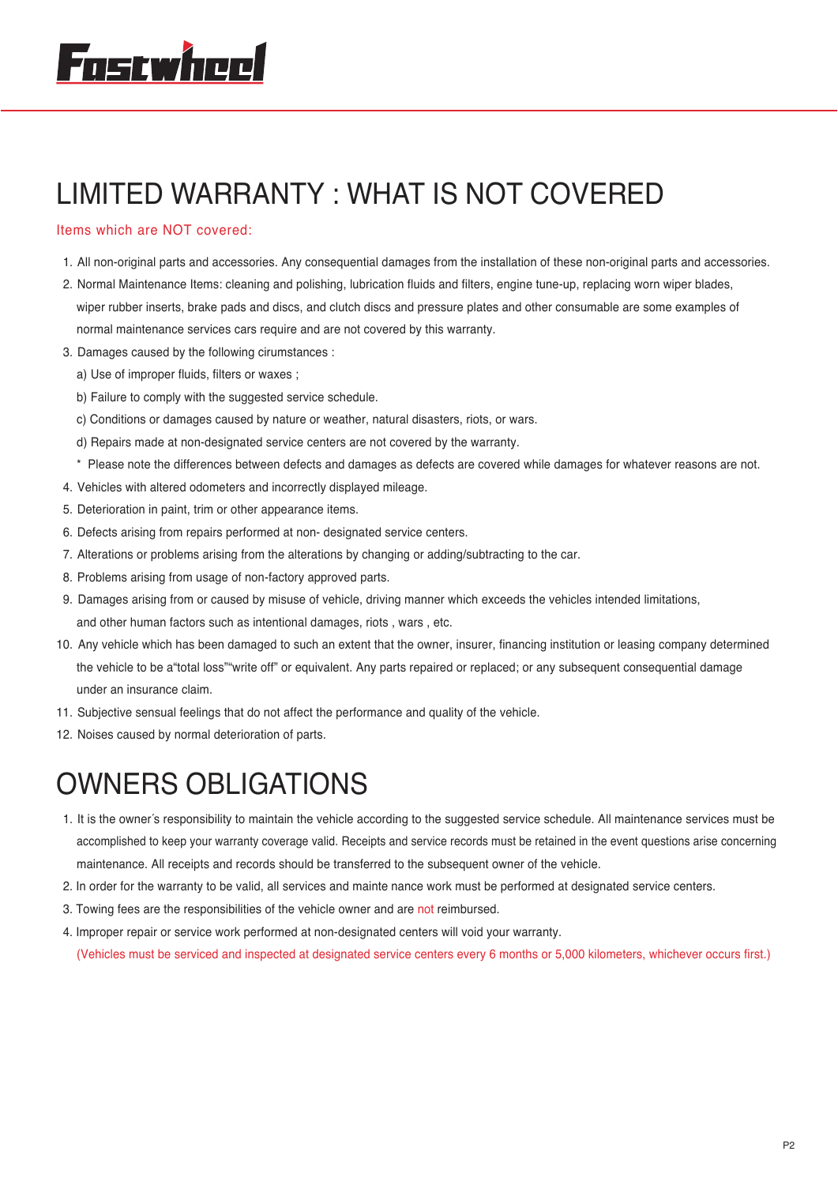Fastwheel

# LIMITED WARRANTY : WHAT IS NOT COVERED

Items which are NOT covered:

1. All non-original parts and accessories. Any consequential damages from the installation of these non-original parts and accessories.
2. Normal Maintenance Items: cleaning and polishing, lubrication fluids and filters, engine tune-up, replacing worn wiper blades, wiper rubber inserts, brake pads and discs, and clutch discs and pressure plates and other consumable are some examples of normal maintenance services cars require and are not covered by this warranty.
3. Damages caused by the following cirumstances :
   a) Use of improper fluids, filters or waxes ;
   b) Failure to comply with the suggested service schedule.
   c) Conditions or damages caused by nature or weather, natural disasters, riots, or wars.
   d) Repairs made at non-designated service centers are not covered by the warranty.
   * Please note the differences between defects and damages as defects are covered while damages for whatever reasons are not.
4. Vehicles with altered odometers and incorrectly displayed mileage.
5. Deterioration in paint, trim or other appearance items.
6. Defects arising from repairs performed at non- designated service centers.
7. Alterations or problems arising from the alterations by changing or adding/subtracting to the car.
8. Problems arising from usage of non-factory approved parts.
9. Damages arising from or caused by misuse of vehicle, driving manner which exceeds the vehicles intended limitations, and other human factors such as intentional damages, riots , wars , etc.
10. Any vehicle which has been damaged to such an extent that the owner, insurer, financing institution or leasing company determined the vehicle to be a"total loss""write off" or equivalent. Any parts repaired or replaced; or any subsequent consequential damage under an insurance claim.
11. Subjective sensual feelings that do not affect the performance and quality of the vehicle.
12. Noises caused by normal deterioration of parts.

# OWNERS OBLIGATIONS

1. It is the owner´s responsibility to maintain the vehicle according to the suggested service schedule. All maintenance services must be accomplished to keep your warranty coverage valid. Receipts and service records must be retained in the event questions arise concerning maintenance. All receipts and records should be transferred to the subsequent owner of the vehicle.
2. In order for the warranty to be valid, all services and mainte nance work must be performed at designated service centers.
3. Towing fees are the responsibilities of the vehicle owner and are not reimbursed.
4. Improper repair or service work performed at non-designated centers will void your warranty.
   (Vehicles must be serviced and inspected at designated service centers every 6 months or 5,000 kilometers, whichever occurs first.)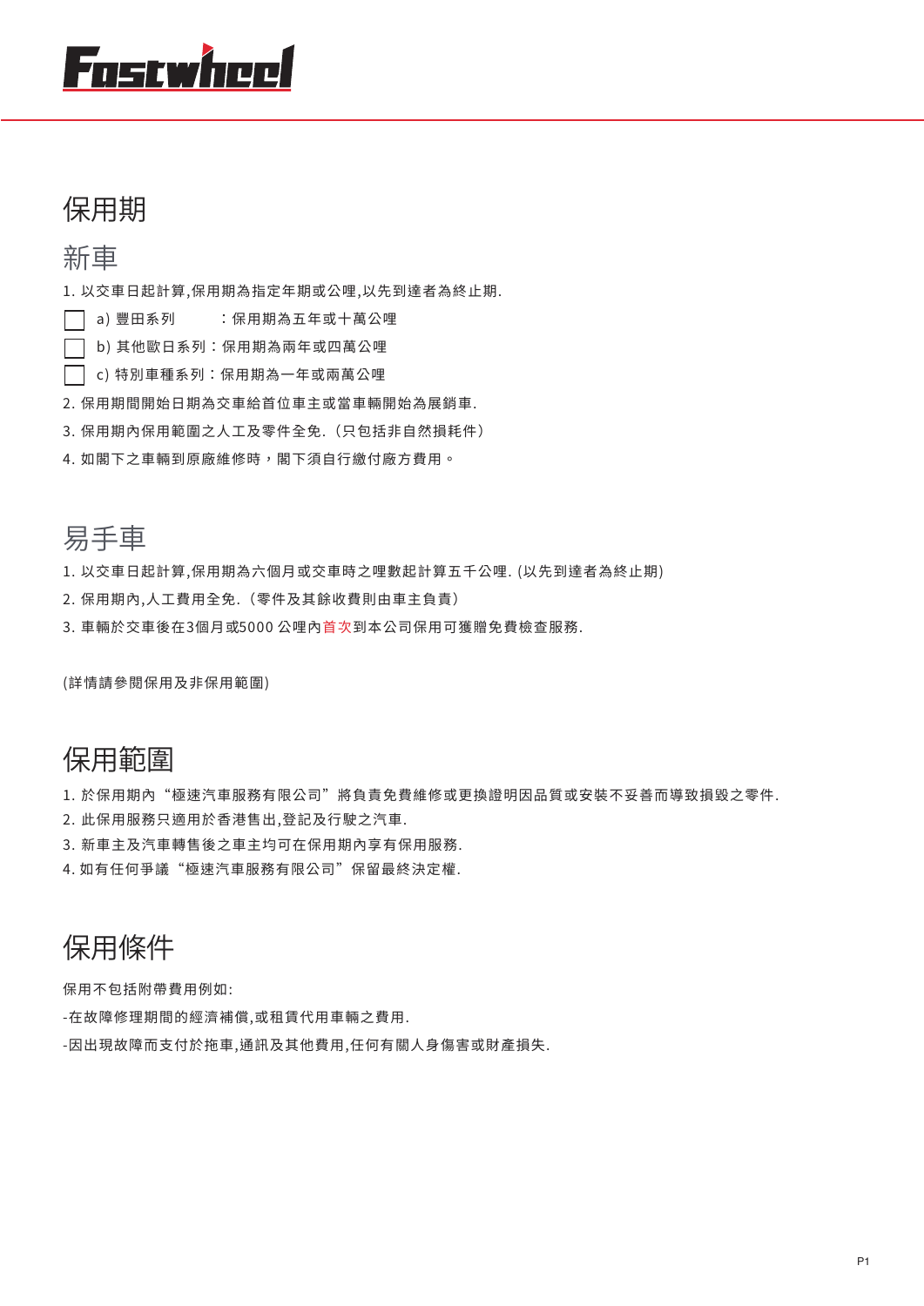Fastwheel

# 保用期

## 新車

1. 以交車日起計算,保用期為指定年期或公哩,以先到達者為終止期.

- ☐ a) 豐田系列　　：保用期為五年或十萬公哩
- ☐ b) 其他歐日系列：保用期為兩年或四萬公哩
- ☐ c) 特別車種系列：保用期為一年或兩萬公哩

2. 保用期間開始日期為交車給首位車主或當車輛開始為展銷車.
3. 保用期內保用範圍之人工及零件全免.（只包括非自然損耗件）
4. 如閣下之車輛到原廠維修時，閣下須自行繳付廠方費用。

## 易手車

1. 以交車日起計算,保用期為六個月或交車時之哩數起計算五千公哩. (以先到達者為終止期)
2. 保用期內,人工費用全免.（零件及其餘收費則由車主負責）
3. 車輛於交車後在3個月或5000 公哩內首次到本公司保用可獲贈免費檢查服務.

(詳情請參閱保用及非保用範圍)

# 保用範圍

1. 於保用期內“極速汽車服務有限公司”將負責免費維修或更換證明因品質或安裝不妥善而導致損毀之零件.
2. 此保用服務只適用於香港售出,登記及行駛之汽車.
3. 新車主及汽車轉售後之車主均可在保用期內享有保用服務.
4. 如有任何爭議“極速汽車服務有限公司”保留最終決定權.

# 保用條件

保用不包括附帶費用例如:

-在故障修理期間的經濟補償,或租賃代用車輛之費用.

-因出現故障而支付於拖車,通訊及其他費用,任何有關人身傷害或財產損失.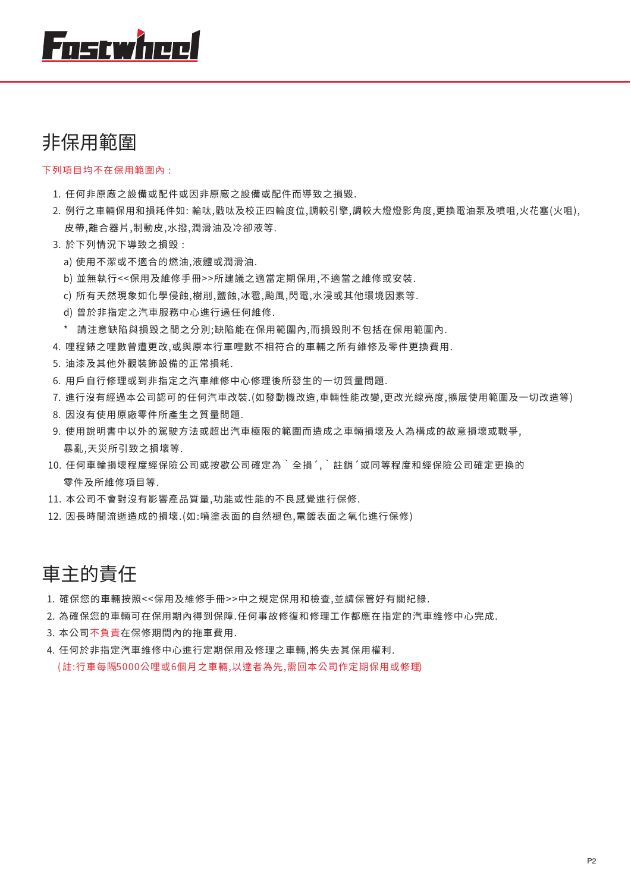# Fastwheel

## 非保用範圍

下列項目均不在保用範圍內：

1. 任何非原廠之設備或配件或因非原廠之設備或配件而導致之損毀.
2. 例行之車輛保用和損耗件如: 輪呔,戥呔及校正四輪度位,調較引擎,調較大燈燈影角度,更換電油泵及噴咀,火花塞(火咀),皮帶,離合器片,制動皮,水撥,潤滑油及冷卻液等.
3. 於下列情況下導致之損毀：
   a) 使用不潔或不適合的燃油,液體或潤滑油.
   b) 並無執行<<保用及維修手冊>>所建議之適當定期保用,不適當之維修或安裝.
   c) 所有天然現象如化學侵蝕,樹削,鹽蝕,冰雹,颱風,閃電,水浸或其他環境因素等.
   d) 曾於非指定之汽車服務中心進行過任何維修.
   * 請注意缺陷與損毀之間之分別;缺陷能在保用範圍內,而損毀則不包括在保用範圍內.
4. 哩程錶之哩數曾遭更改,或與原本行車哩數不相符合的車輛之所有維修及零件更換費用.
5. 油漆及其他外觀裝飾設備的正常損耗.
6. 用戶自行修理或到非指定之汽車維修中心修理後所發生的一切質量問題.
7. 進行沒有經過本公司認可的任何汽車改裝.(如發動機改造,車輛性能改變,更改光線亮度,擴展使用範圍及一切改造等)
8. 因沒有使用原廠零件所產生之質量問題.
9. 使用說明書中以外的駕駛方法或超出汽車極限的範圍而造成之車輛損壞及人為構成的故意損壞或戰爭,暴亂,天災所引致之損壞等.
10. 任何車輪損壞程度經保險公司或按歇公司確定為�after全損﹀,�after註銷﹀或同等程度和經保險公司確定更換的零件及所維修項目等.
11. 本公司不會對沒有影響產品質量,功能或性能的不良感覺進行保修.
12. 因長時間流逝造成的損壞.(如:噴塗表面的自然褪色,電鍍表面之氧化進行保修)

## 車主的責任

1. 確保您的車輛按照<<保用及維修手冊>>中之規定保用和檢查,並請保管好有關紀錄.
2. 為確保您的車輛可在保用期內得到保障.任何事故修復和修理工作都應在指定的汽車維修中心完成.
3. 本公司不負責在保修期間內的拖車費用.
4. 任何於非指定汽車維修中心進行定期保用及修理之車輛,將失去其保用權利.
   (註:行車每隔5000公哩或6個月之車輛,以達者為先,需回本公司作定期保用或修理)